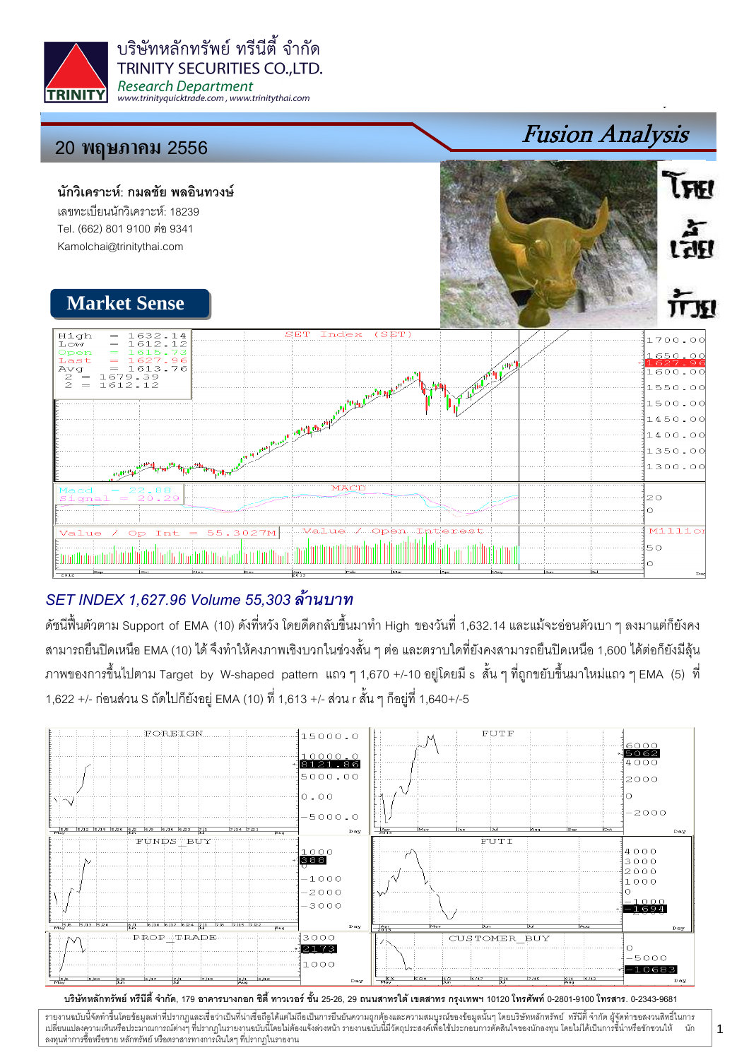บริษัทหลักทรัพย์ ทรีนีตี้ จำกัด
TRINITY SECURITIES CO.,LTD.
*Research Department*
www.trinityquicktrade.com , www.trinitythai.com

## 20 พฤษภาคม 2556

# *Fusion Analysis*

**นักวิเคราะห์: กมลชัย พลอินทวงษ์**
เลขทะเบียนนักวิเคราะห์: 18239
Tel. (662) 801 9100 ต่อ 9341
Kamolchai@trinitythai.com

## Market Sense

### *SET INDEX 1,627.96 Volume 55,303 ล้านบาท*

ดัชนีฟื้นตัวตาม Support of EMA (10) ดังที่หวัง โดยดีดกลับขึ้นมาทำ High ของวันที่ 1,632.14 และแม้จะอ่อนตัวเบา ๆ ลงมาแต่ก็ยังคงสามารถยืนปิดเหนือ EMA (10) ได้ จึงทำให้คงภาพเชิงบวกในช่วงสั้น ๆ ต่อ และตราบใดที่ยังคงสามารถยืนปิดเหนือ 1,600 ได้ต่อก็ยังมีลุ้นภาพของการขึ้นไปตาม Target by W-shaped pattern แถว ๆ 1,670 +/-10 อยู่โดยมี s สั้น ๆ ที่ถูกขยับขึ้นมาใหม่แถว ๆ EMA (5) ที่ 1,622 +/- ก่อนส่วน S ถัดไปก็ยังอยู่ EMA (10) ที่ 1,613 +/- ส่วน r สั้น ๆ ก็อยู่ที่ 1,640+/-5

บริษัทหลักทรัพย์ ทรีนีตี้ จำกัด, 179 อาคารบางกอก ซิตี้ ทาวเวอร์ ชั้น 25-26, 29 ถนนสาทรใต้ เขตสาทร กรุงเทพฯ 10120 โทรศัพท์ 0-2801-9100 โทรสาร. 0-2343-9681

รายงานฉบับนี้จัดทำขึ้นโดยข้อมูลเท่าที่ปรากฏและเชื่อว่าเป็นที่น่าเชื่อถือได้แต่ไม่ถือเป็นการยืนยันความถูกต้องและความสมบูรณ์ของข้อมูลนั้นๆ โดยบริษัทหลักทรัพย์ ทรีนีตี้ จำกัด ผู้จัดทำขอสงวนสิทธิ์ในการเปลี่ยนแปลงความเห็นหรือประมาณการณ์ต่างๆ ที่ปรากฏในรายงานฉบับนี้โดยไม่ต้องแจ้งล่วงหน้า รายงานฉบับนี้มีวัตถุประสงค์เพื่อใช้ประกอบการตัดสินใจของนักลงทุน โดยไม่ได้เป็นการชี้นำหรือชักชวนให้นักลงทุนทำการซื้อหรือขาย หลักทรัพย์ หรือตราสารทางการเงินใดๆ ที่ปรากฏในรายงาน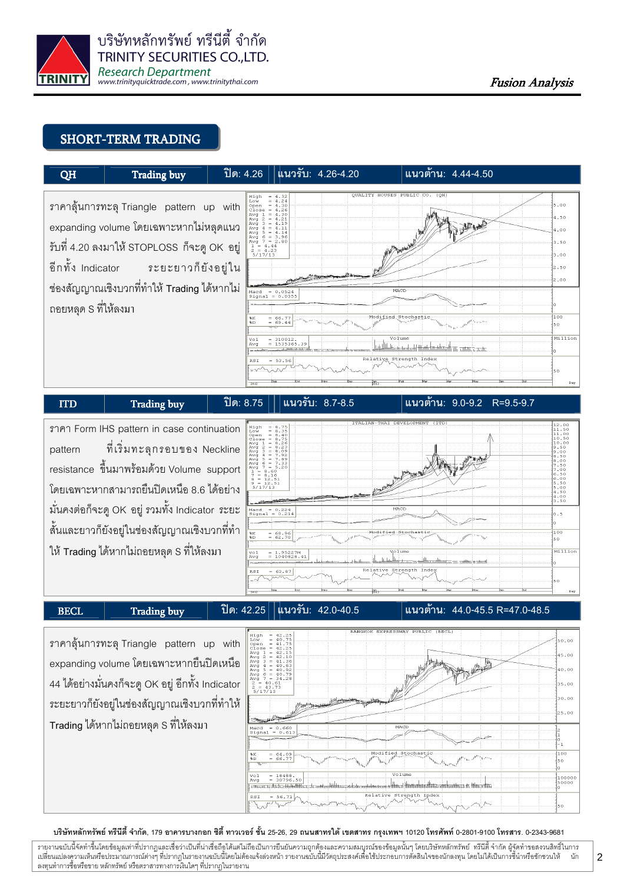## SHORT-TERM TRADING

| QH | Trading buy | ปิด: 4.26 | แนวรับ: 4.26-4.20 | แนวต้าน: 4.44-4.50 |
|---|---|---|---|---|

ราคาลุ้นการทะลุ Triangle pattern up with expanding volume โดยเฉพาะหากไม่หลุดแนวรับที่ 4.20 ลงมาให้ STOPLOSS ก็จะดู OK อยู่อีกทั้ง Indicator ระยะยาวก็ยังอยู่ในช่องสัญญาณเชิงบวกที่ทำให้ Trading ได้หากไม่ถอยหลุด S ที่ให้ลงมา

| ITD | Trading buy | ปิด: 8.75 | แนวรับ: 8.7-8.5 | แนวต้าน: 9.0-9.2 R=9.5-9.7 |
|---|---|---|---|---|

ราคา Form IHS pattern in case continuation pattern ที่เริ่มทะลุกรอบของ Neckline resistance ขึ้นมาพร้อมด้วย Volume support โดยเฉพาะหากสามารถยืนปิดเหนือ 8.6 ได้อย่างมั่นคงต่อก็จะดู OK อยู่ รวมทั้ง Indicator ระยะสั้นและยาวก็ยังอยู่ในช่องสัญญาณเชิงบวกที่ทำให้ Trading ได้หากไม่ถอยหลุด S ที่ให้ลงมา

| BECL | Trading buy | ปิด: 42.25 | แนวรับ: 42.0-40.5 | แนวต้าน: 44.0-45.5 R=47.0-48.5 |
|---|---|---|---|---|

ราคาลุ้นการทะลุ Triangle pattern up with expanding volume โดยเฉพาะหากยืนปิดเหนือ 44 ได้อย่างมั่นคงก็จะดู OK อยู่ อีกทั้ง Indicator ระยะยาวก็ยังอยู่ในช่องสัญญาณเชิงบวกที่ทำให้ Trading ได้หากไม่ถอยหลุด S ที่ให้ลงมา

บริษัทหลักทรัพย์ ทรีนีตี้ จำกัด, 179 อาคารบางกอก ซิตี้ ทาวเวอร์ ชั้น 25-26, 29 ถนนสาทรใต้ เขตสาทร กรุงเทพฯ 10120 โทรศัพท์ 0-2801-9100 โทรสาร. 0-2343-9681

รายงานฉบับนี้จัดทำขึ้นโดยข้อมูลเท่าที่ปรากฏและเชื่อว่าเป็นที่น่าเชื่อถือได้แต่ไม่ถือเป็นการยืนยันความถูกต้องและความสมบูรณ์ของข้อมูลนั้นๆ โดยบริษัทหลักทรัพย์ ทรีนีตี้ จำกัด ผู้จัดทำขอสงวนสิทธิ์ในการเปลี่ยนแปลงความเห็นหรือประมาณการณ์ต่างๆ ที่ปรากฏในรายงานฉบับนี้โดยไม่ต้องแจ้งล่วงหน้า รายงานฉบับนี้มีวัตถุประสงค์เพื่อใช้ประกอบการตัดสินใจของนักลงทุน โดยไม่ได้เป็นการชี้นำหรือชักชวนให้นักลงทุนทำการซื้อหรือขาย หลักทรัพย์ หรือตราสารทางการเงินใดๆ ที่ปรากฏในรายงาน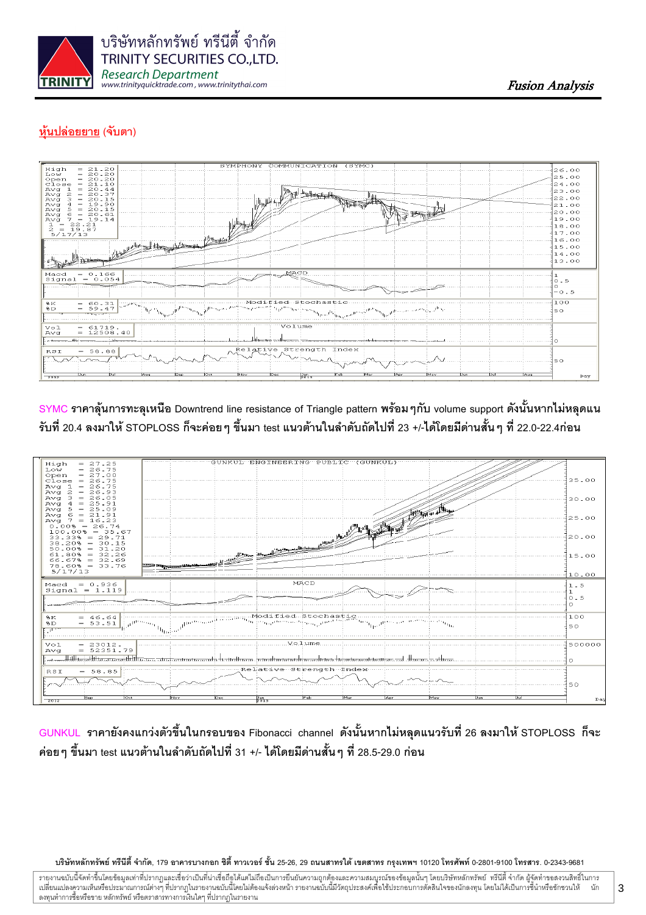บริษัทหลักทรัพย์ ทรีนีตี้ จำกัด
TRINITY SECURITIES CO.,LTD.
*Research Department*
www.trinityquicktrade.com , www.trinitythai.com

*Fusion Analysis*

**หุ้นปล่อยยาย (จับตา)**

SYMPHONY COMMUNICATION (SYMC)

High = 21.20
Low = 20.20
Open = 20.20
Close = 21.10
Avg 1 = 20.44
Avg 2 = 20.37
Avg 3 = 20.15
Avg 4 = 19.90
Avg 5 = 20.15
Avg 6 = 20.61
Avg 7 = 19.14
1 = 22.21
2 = 19.87
5/17/13

Macd = 0.166
Signal = 0.054
MACD

%K = 60.31
%D = 59.47
Modified Stochastic

Vol = 61719.
Avg = 12508.40
Volume

RSI = 58.88
Relative Strength Index

SYMC **ราคาลุ้นการทะลุเหนือ** Downtrend line resistance of Triangle pattern **พร้อมๆกับ** volume support **ดังนั้นหากไม่หลุดแนวรับที่ 20.4 ลงมาให้ STOPLOSS ก็จะค่อยๆ ขึ้นมา test แนวต้านในลำดับถัดไปที่ 23 +/-ได้โดยมีด่านสั้นๆ ที่ 22.0-22.4ก่อน**

GUNKUL ENGINEERING PUBLIC (GUNKUL)

High = 27.25
Low = 26.75
Open = 27.00
Close = 26.75
Avg 1 = 26.75
Avg 2 = 26.93
Avg 3 = 26.05
Avg 4 = 25.91
Avg 5 = 25.09
Avg 6 = 21.91
Avg 7 = 16.23
0.00% = 26.74
100.00% = 35.67
23.33% = 29.71
38.20% = 30.15
50.00% = 31.20
61.80% = 32.26
66.67% = 32.69
78.60% = 33.76
5/17/13

Macd = 0.936
Signal = 1.119
MACD

%K = 46.64
%D = 53.51
Modified Stochastic

Vol = 23012.
Avg = 52351.79
Volume

RSI = 58.85
Relative Strength Index

GUNKUL **ราคายังคงแกว่งตัวขึ้นในกรอบของ** Fibonacci channel **ดังนั้นหากไม่หลุดแนวรับที่ 26 ลงมาให้ STOPLOSS ก็จะค่อยๆ ขึ้นมา test แนวต้านในลำดับถัดไปที่ 31 +/- ได้โดยมีด่านสั้นๆ ที่ 28.5-29.0 ก่อน**

**บริษัทหลักทรัพย์ ทรีนีตี้ จำกัด, 179 อาคารบางกอก ซิตี้ ทาวเวอร์ ชั้น 25-26, 29 ถนนสาทรใต้ เขตสาทร กรุงเทพฯ 10120 โทรศัพท์ 0-2801-9100 โทรสาร. 0-2343-9681**

รายงานฉบับนี้จัดทำขึ้นโดยข้อมูลเท่าที่ปรากฏและเชื่อว่าเป็นที่น่าเชื่อถือได้แต่ไม่ถือเป็นการยืนยันความถูกต้องและความสมบูรณ์ของข้อมูลนั้นๆ โดยบริษัทหลักทรัพย์ ทรีนีตี้ จำกัด ผู้จัดทำขอสงวนสิทธิ์ในการเปลี่ยนแปลงความเห็นหรือประมาณการณ์ต่างๆ ที่ปรากฏในรายงานฉบับนี้โดยไม่ต้องแจ้งล่วงหน้า รายงานฉบับนี้มีวัตถุประสงค์เพื่อใช้ประกอบการตัดสินใจของนักลงทุน โดยไม่ได้เป็นการชี้นำหรือชักชวนให้นักลงทุนทำการซื้อหรือขาย หลักทรัพย์ หรือตราสารทางการเงินใดๆ ที่ปรากฏในรายงาน